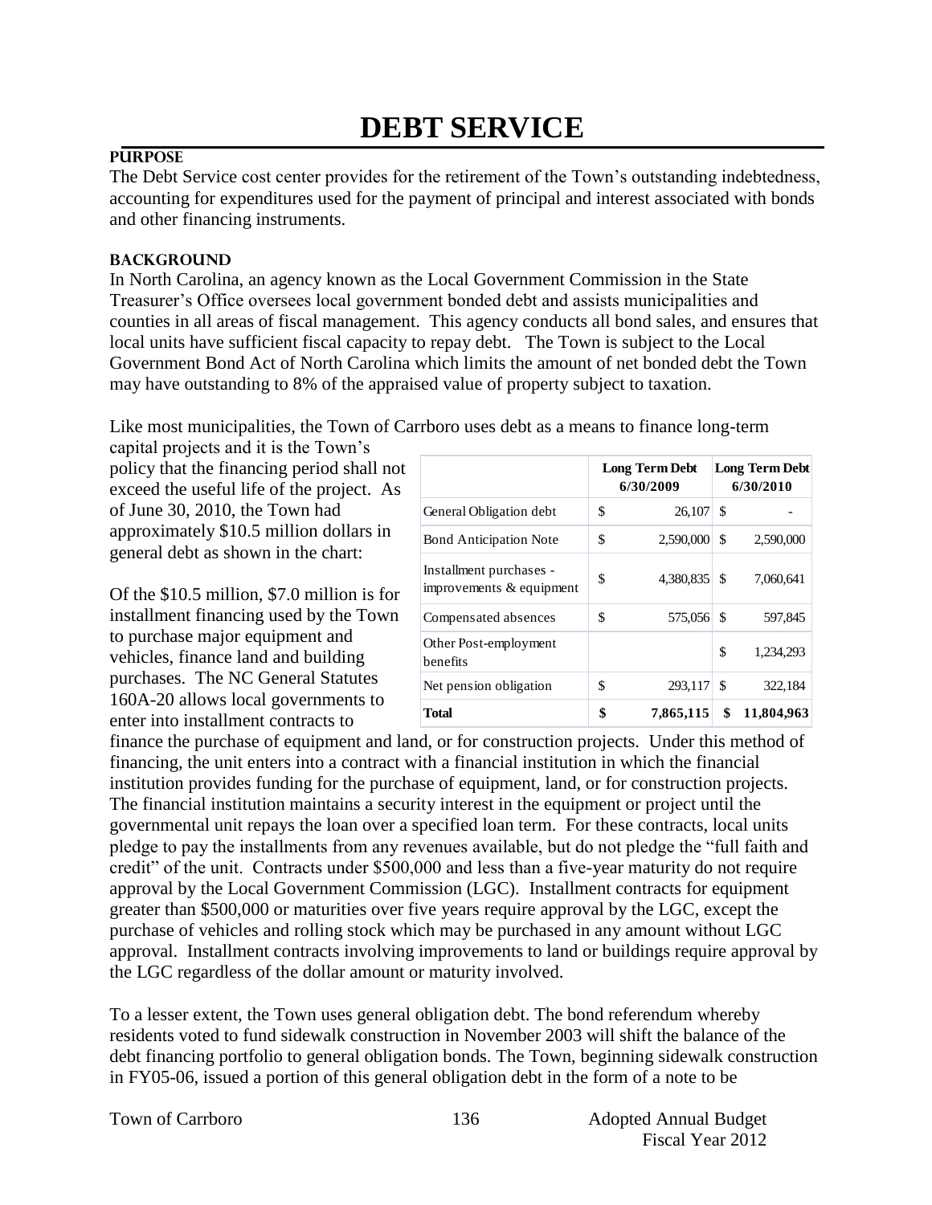# DEBT SERVICE

## PURPOSE

The Debt Service cost center provides for the retirement of the Town's outstanding indebtedness, accounting for expenditures used for the payment of principal and interest associated with bonds and other financing instruments.

## BACKGROUND

In North Carolina, an agency known as the Local Government Commission in the State Treasurer's Office oversees local government bonded debt and assists municipalities and counties in all areas of fiscal management. This agency conducts all bond sales, and ensures that local units have sufficient fiscal capacity to repay debt. The Town is subject to the Local Government Bond Act of North Carolina which limits the amount of net bonded debt the Town may have outstanding to 8% of the appraised value of property subject to taxation.

Like most municipalities, the Town of Carrboro uses debt as a means to finance long-term capital projects and it is the Town's policy that the financing period shall not exceed the useful life of the project. As of June 30, 2010, the Town had approximately $10.5 million dollars in general debt as shown in the chart:

| | Long Term Debt 6/30/2009 | Long Term Debt 6/30/2010 |
|---|---|---|
| General Obligation debt | $ 26,107 | $ - |
| Bond Anticipation Note | $ 2,590,000 | $ 2,590,000 |
| Installment purchases - improvements & equipment | $ 4,380,835 | $ 7,060,641 |
| Compensated absences | $ 575,056 | $ 597,845 |
| Other Post-employment benefits | | $ 1,234,293 |
| Net pension obligation | $ 293,117 | $ 322,184 |
| **Total** | **$ 7,865,115** | **$ 11,804,963** |

Of the $10.5 million, $7.0 million is for installment financing used by the Town to purchase major equipment and vehicles, finance land and building purchases. The NC General Statutes 160A-20 allows local governments to enter into installment contracts to finance the purchase of equipment and land, or for construction projects. Under this method of financing, the unit enters into a contract with a financial institution in which the financial institution provides funding for the purchase of equipment, land, or for construction projects. The financial institution maintains a security interest in the equipment or project until the governmental unit repays the loan over a specified loan term. For these contracts, local units pledge to pay the installments from any revenues available, but do not pledge the "full faith and credit" of the unit. Contracts under $500,000 and less than a five-year maturity do not require approval by the Local Government Commission (LGC). Installment contracts for equipment greater than $500,000 or maturities over five years require approval by the LGC, except the purchase of vehicles and rolling stock which may be purchased in any amount without LGC approval. Installment contracts involving improvements to land or buildings require approval by the LGC regardless of the dollar amount or maturity involved.

To a lesser extent, the Town uses general obligation debt. The bond referendum whereby residents voted to fund sidewalk construction in November 2003 will shift the balance of the debt financing portfolio to general obligation bonds. The Town, beginning sidewalk construction in FY05-06, issued a portion of this general obligation debt in the form of a note to be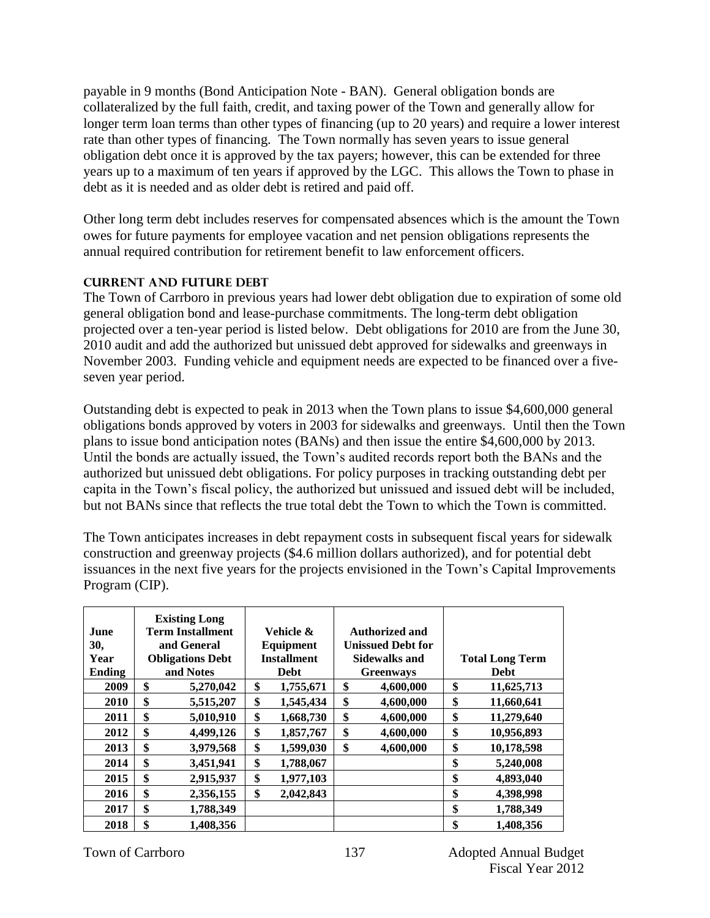payable in 9 months (Bond Anticipation Note - BAN). General obligation bonds are collateralized by the full faith, credit, and taxing power of the Town and generally allow for longer term loan terms than other types of financing (up to 20 years) and require a lower interest rate than other types of financing. The Town normally has seven years to issue general obligation debt once it is approved by the tax payers; however, this can be extended for three years up to a maximum of ten years if approved by the LGC. This allows the Town to phase in debt as it is needed and as older debt is retired and paid off.

Other long term debt includes reserves for compensated absences which is the amount the Town owes for future payments for employee vacation and net pension obligations represents the annual required contribution for retirement benefit to law enforcement officers.

### CURRENT AND FUTURE DEBT

The Town of Carrboro in previous years had lower debt obligation due to expiration of some old general obligation bond and lease-purchase commitments. The long-term debt obligation projected over a ten-year period is listed below. Debt obligations for 2010 are from the June 30, 2010 audit and add the authorized but unissued debt approved for sidewalks and greenways in November 2003. Funding vehicle and equipment needs are expected to be financed over a five-seven year period.

Outstanding debt is expected to peak in 2013 when the Town plans to issue $4,600,000 general obligations bonds approved by voters in 2003 for sidewalks and greenways. Until then the Town plans to issue bond anticipation notes (BANs) and then issue the entire $4,600,000 by 2013. Until the bonds are actually issued, the Town's audited records report both the BANs and the authorized but unissued debt obligations. For policy purposes in tracking outstanding debt per capita in the Town's fiscal policy, the authorized but unissued and issued debt will be included, but not BANs since that reflects the true total debt the Town to which the Town is committed.

The Town anticipates increases in debt repayment costs in subsequent fiscal years for sidewalk construction and greenway projects ($4.6 million dollars authorized), and for potential debt issuances in the next five years for the projects envisioned in the Town's Capital Improvements Program (CIP).

| June 30, Year Ending | Existing Long Term Installment and General Obligations Debt and Notes | Vehicle & Equipment Installment Debt | Authorized and Unissued Debt for Sidewalks and Greenways | Total Long Term Debt |
|---|---|---|---|---|
| 2009 | $ 5,270,042 | $ 1,755,671 | $ 4,600,000 | $ 11,625,713 |
| 2010 | $ 5,515,207 | $ 1,545,434 | $ 4,600,000 | $ 11,660,641 |
| 2011 | $ 5,010,910 | $ 1,668,730 | $ 4,600,000 | $ 11,279,640 |
| 2012 | $ 4,499,126 | $ 1,857,767 | $ 4,600,000 | $ 10,956,893 |
| 2013 | $ 3,979,568 | $ 1,599,030 | $ 4,600,000 | $ 10,178,598 |
| 2014 | $ 3,451,941 | $ 1,788,067 | | $ 5,240,008 |
| 2015 | $ 2,915,937 | $ 1,977,103 | | $ 4,893,040 |
| 2016 | $ 2,356,155 | $ 2,042,843 | | $ 4,398,998 |
| 2017 | $ 1,788,349 | | | $ 1,788,349 |
| 2018 | $ 1,408,356 | | | $ 1,408,356 |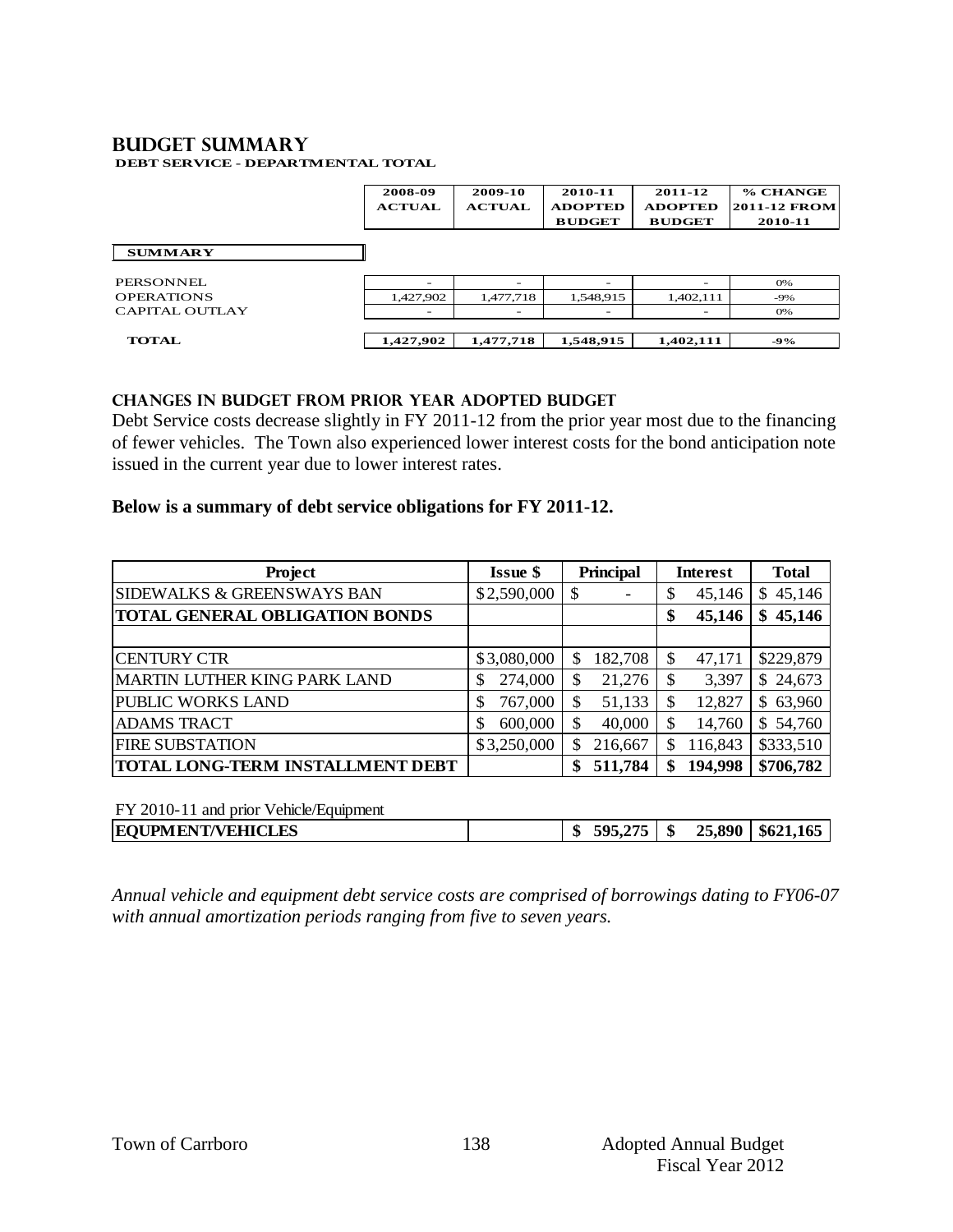# BUDGET SUMMARY

**DEBT SERVICE - DEPARTMENTAL TOTAL**

| | 2008-09 ACTUAL | 2009-10 ACTUAL | 2010-11 ADOPTED BUDGET | 2011-12 ADOPTED BUDGET | % CHANGE 2011-12 FROM 2010-11 |
|---|---|---|---|---|---|
| **SUMMARY** | | | | | |
| PERSONNEL | - | - | - | - | 0% |
| OPERATIONS | 1,427,902 | 1,477,718 | 1,548,915 | 1,402,111 | -9% |
| CAPITAL OUTLAY | - | - | - | - | 0% |
| **TOTAL** | **1,427,902** | **1,477,718** | **1,548,915** | **1,402,111** | **-9%** |

### CHANGES IN BUDGET FROM PRIOR YEAR ADOPTED BUDGET

Debt Service costs decrease slightly in FY 2011-12 from the prior year most due to the financing of fewer vehicles. The Town also experienced lower interest costs for the bond anticipation note issued in the current year due to lower interest rates.

**Below is a summary of debt service obligations for FY 2011-12.**

| Project | Issue $ | Principal | Interest | Total |
|---|---|---|---|---|
| SIDEWALKS & GREENSWAYS BAN | $2,590,000 | $ - | $ 45,146 | $ 45,146 |
| **TOTAL GENERAL OBLIGATION BONDS** | | | **$ 45,146** | **$ 45,146** |
| | | | | |
| CENTURY CTR | $3,080,000 | $ 182,708 | $ 47,171 | $229,879 |
| MARTIN LUTHER KING PARK LAND | $ 274,000 | $ 21,276 | $ 3,397 | $ 24,673 |
| PUBLIC WORKS LAND | $ 767,000 | $ 51,133 | $ 12,827 | $ 63,960 |
| ADAMS TRACT | $ 600,000 | $ 40,000 | $ 14,760 | $ 54,760 |
| FIRE SUBSTATION | $3,250,000 | $ 216,667 | $ 116,843 | $333,510 |
| **TOTAL LONG-TERM INSTALLMENT DEBT** | | **$ 511,784** | **$ 194,998** | **$706,782** |
| FY 2010-11 and prior Vehicle/Equipment | | | | |
| **EQUPMENT/VEHICLES** | | **$ 595,275** | **$ 25,890** | **$621,165** |

*Annual vehicle and equipment debt service costs are comprised of borrowings dating to FY06-07 with annual amortization periods ranging from five to seven years.*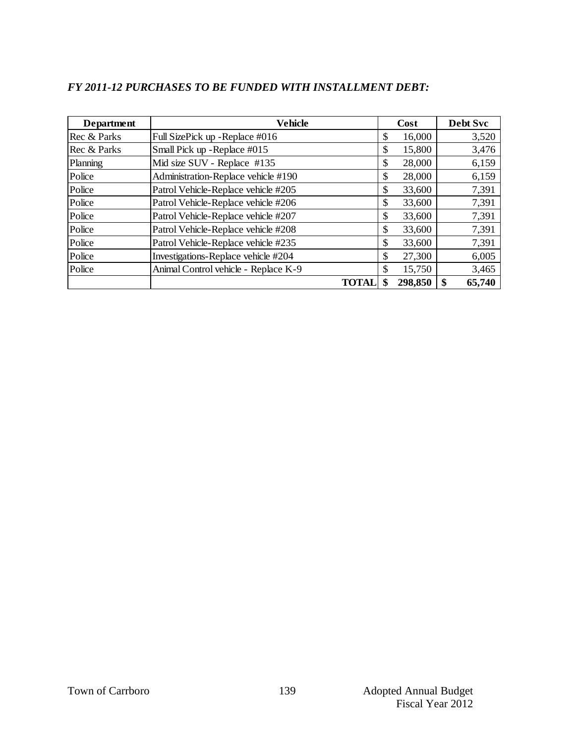***FY 2011-12 PURCHASES TO BE FUNDED WITH INSTALLMENT DEBT:***

| Department | Vehicle | Cost | Debt Svc |
|---|---|---|---|
| Rec & Parks | Full SizePick up -Replace #016 | $ 16,000 | 3,520 |
| Rec & Parks | Small Pick up -Replace #015 | $ 15,800 | 3,476 |
| Planning | Mid size SUV - Replace #135 | $ 28,000 | 6,159 |
| Police | Administration-Replace vehicle #190 | $ 28,000 | 6,159 |
| Police | Patrol Vehicle-Replace vehicle #205 | $ 33,600 | 7,391 |
| Police | Patrol Vehicle-Replace vehicle #206 | $ 33,600 | 7,391 |
| Police | Patrol Vehicle-Replace vehicle #207 | $ 33,600 | 7,391 |
| Police | Patrol Vehicle-Replace vehicle #208 | $ 33,600 | 7,391 |
| Police | Patrol Vehicle-Replace vehicle #235 | $ 33,600 | 7,391 |
| Police | Investigations-Replace vehicle #204 | $ 27,300 | 6,005 |
| Police | Animal Control vehicle - Replace K-9 | $ 15,750 | 3,465 |
| | **TOTAL** | **$ 298,850** | **$ 65,740** |